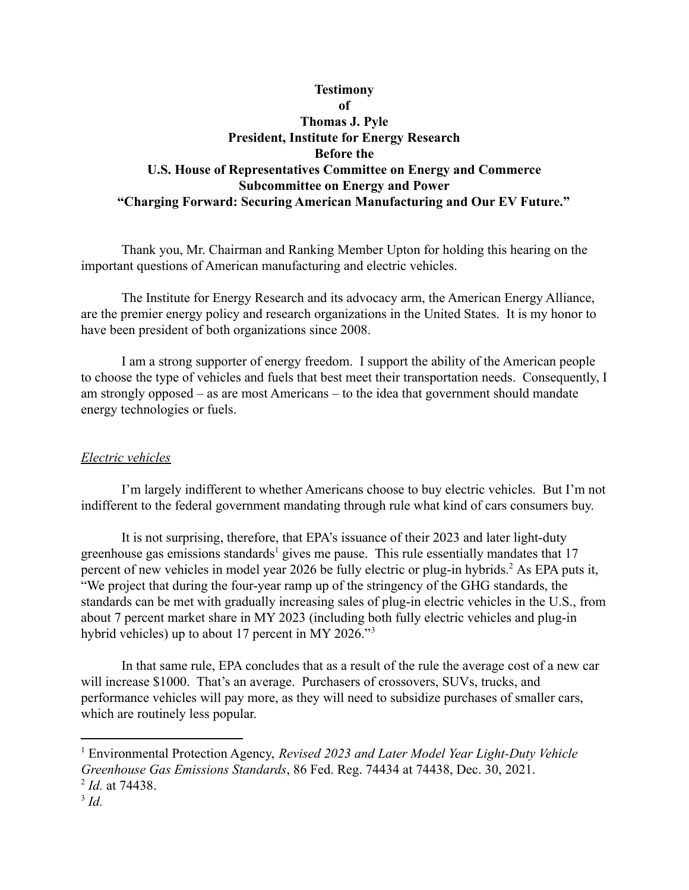**Testimony**
**of**
**Thomas J. Pyle**
**President, Institute for Energy Research**
**Before the**
**U.S. House of Representatives Committee on Energy and Commerce**
**Subcommittee on Energy and Power**
**"Charging Forward: Securing American Manufacturing and Our EV Future."**

Thank you, Mr. Chairman and Ranking Member Upton for holding this hearing on the important questions of American manufacturing and electric vehicles.

The Institute for Energy Research and its advocacy arm, the American Energy Alliance, are the premier energy policy and research organizations in the United States. It is my honor to have been president of both organizations since 2008.

I am a strong supporter of energy freedom. I support the ability of the American people to choose the type of vehicles and fuels that best meet their transportation needs. Consequently, I am strongly opposed – as are most Americans – to the idea that government should mandate energy technologies or fuels.

## *Electric vehicles*

I'm largely indifferent to whether Americans choose to buy electric vehicles. But I'm not indifferent to the federal government mandating through rule what kind of cars consumers buy.

It is not surprising, therefore, that EPA's issuance of their 2023 and later light-duty greenhouse gas emissions standards[1] gives me pause. This rule essentially mandates that 17 percent of new vehicles in model year 2026 be fully electric or plug-in hybrids.[2] As EPA puts it, "We project that during the four-year ramp up of the stringency of the GHG standards, the standards can be met with gradually increasing sales of plug-in electric vehicles in the U.S., from about 7 percent market share in MY 2023 (including both fully electric vehicles and plug-in hybrid vehicles) up to about 17 percent in MY 2026."[3]

In that same rule, EPA concludes that as a result of the rule the average cost of a new car will increase $1000. That's an average. Purchasers of crossovers, SUVs, trucks, and performance vehicles will pay more, as they will need to subsidize purchases of smaller cars, which are routinely less popular.

---

[1] Environmental Protection Agency, *Revised 2023 and Later Model Year Light-Duty Vehicle Greenhouse Gas Emissions Standards*, 86 Fed. Reg. 74434 at 74438, Dec. 30, 2021.

[2] *Id.* at 74438.

[3] *Id.*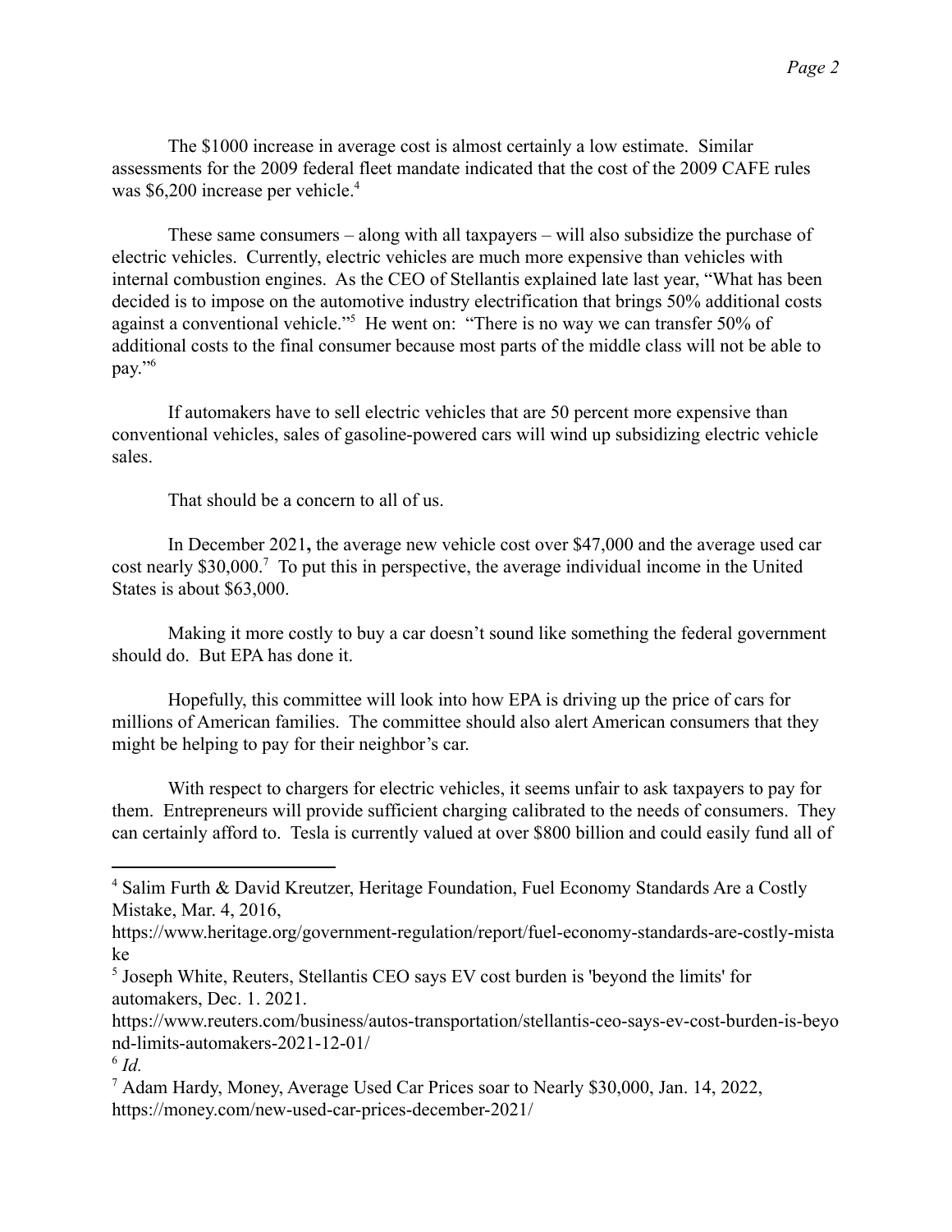The $1000 increase in average cost is almost certainly a low estimate. Similar assessments for the 2009 federal fleet mandate indicated that the cost of the 2009 CAFE rules was $6,200 increase per vehicle.[4]

These same consumers – along with all taxpayers – will also subsidize the purchase of electric vehicles. Currently, electric vehicles are much more expensive than vehicles with internal combustion engines. As the CEO of Stellantis explained late last year, "What has been decided is to impose on the automotive industry electrification that brings 50% additional costs against a conventional vehicle."[5] He went on: "There is no way we can transfer 50% of additional costs to the final consumer because most parts of the middle class will not be able to pay."[6]

If automakers have to sell electric vehicles that are 50 percent more expensive than conventional vehicles, sales of gasoline-powered cars will wind up subsidizing electric vehicle sales.

That should be a concern to all of us.

In December 2021**,** the average new vehicle cost over $47,000 and the average used car cost nearly $30,000.[7] To put this in perspective, the average individual income in the United States is about $63,000.

Making it more costly to buy a car doesn't sound like something the federal government should do. But EPA has done it.

Hopefully, this committee will look into how EPA is driving up the price of cars for millions of American families. The committee should also alert American consumers that they might be helping to pay for their neighbor's car.

With respect to chargers for electric vehicles, it seems unfair to ask taxpayers to pay for them. Entrepreneurs will provide sufficient charging calibrated to the needs of consumers. They can certainly afford to. Tesla is currently valued at over $800 billion and could easily fund all of

---

[4] Salim Furth & David Kreutzer, Heritage Foundation, Fuel Economy Standards Are a Costly Mistake, Mar. 4, 2016, https://www.heritage.org/government-regulation/report/fuel-economy-standards-are-costly-mistake

[5] Joseph White, Reuters, Stellantis CEO says EV cost burden is 'beyond the limits' for automakers, Dec. 1. 2021. https://www.reuters.com/business/autos-transportation/stellantis-ceo-says-ev-cost-burden-is-beyond-limits-automakers-2021-12-01/

[6] *Id.*

[7] Adam Hardy, Money, Average Used Car Prices soar to Nearly $30,000, Jan. 14, 2022, https://money.com/new-used-car-prices-december-2021/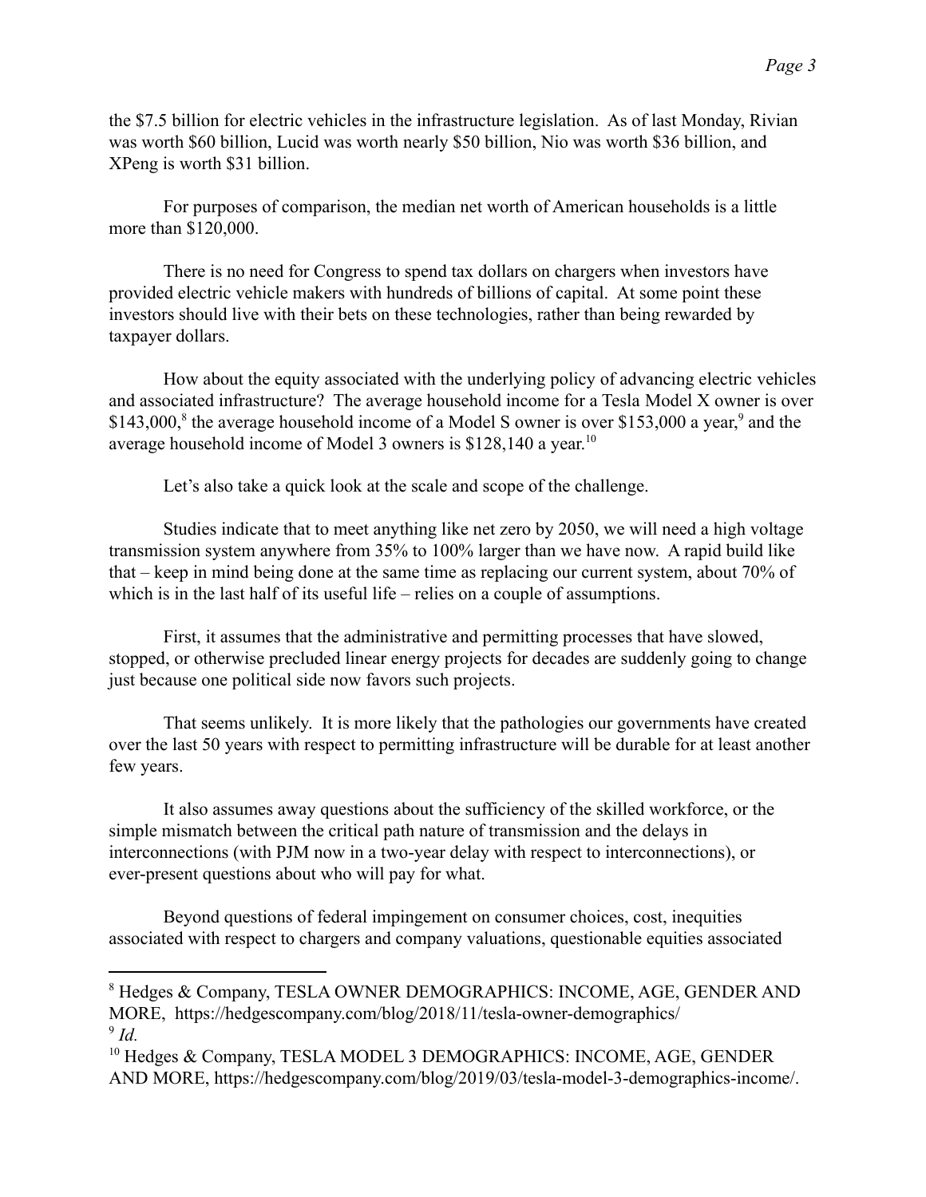the $7.5 billion for electric vehicles in the infrastructure legislation. As of last Monday, Rivian was worth $60 billion, Lucid was worth nearly $50 billion, Nio was worth $36 billion, and XPeng is worth $31 billion.

For purposes of comparison, the median net worth of American households is a little more than $120,000.

There is no need for Congress to spend tax dollars on chargers when investors have provided electric vehicle makers with hundreds of billions of capital. At some point these investors should live with their bets on these technologies, rather than being rewarded by taxpayer dollars.

How about the equity associated with the underlying policy of advancing electric vehicles and associated infrastructure? The average household income for a Tesla Model X owner is over $143,000,[8] the average household income of a Model S owner is over $153,000 a year,[9] and the average household income of Model 3 owners is $128,140 a year.[10]

Let's also take a quick look at the scale and scope of the challenge.

Studies indicate that to meet anything like net zero by 2050, we will need a high voltage transmission system anywhere from 35% to 100% larger than we have now. A rapid build like that – keep in mind being done at the same time as replacing our current system, about 70% of which is in the last half of its useful life – relies on a couple of assumptions.

First, it assumes that the administrative and permitting processes that have slowed, stopped, or otherwise precluded linear energy projects for decades are suddenly going to change just because one political side now favors such projects.

That seems unlikely. It is more likely that the pathologies our governments have created over the last 50 years with respect to permitting infrastructure will be durable for at least another few years.

It also assumes away questions about the sufficiency of the skilled workforce, or the simple mismatch between the critical path nature of transmission and the delays in interconnections (with PJM now in a two-year delay with respect to interconnections), or ever-present questions about who will pay for what.

Beyond questions of federal impingement on consumer choices, cost, inequities associated with respect to chargers and company valuations, questionable equities associated

---

[8] Hedges & Company, TESLA OWNER DEMOGRAPHICS: INCOME, AGE, GENDER AND MORE, https://hedgescompany.com/blog/2018/11/tesla-owner-demographics/

[9] *Id.*

[10] Hedges & Company, TESLA MODEL 3 DEMOGRAPHICS: INCOME, AGE, GENDER AND MORE, https://hedgescompany.com/blog/2019/03/tesla-model-3-demographics-income/.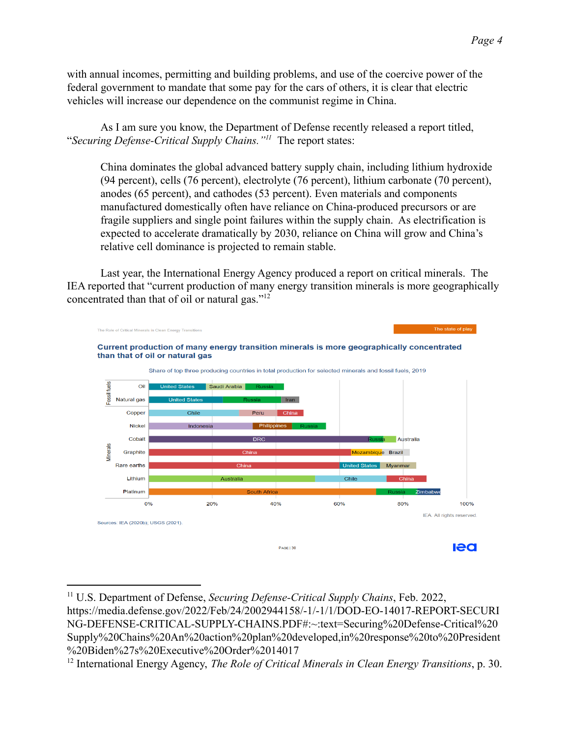with annual incomes, permitting and building problems, and use of the coercive power of the federal government to mandate that some pay for the cars of others, it is clear that electric vehicles will increase our dependence on the communist regime in China.

As I am sure you know, the Department of Defense recently released a report titled, "*Securing Defense-Critical Supply Chains.*"[11] The report states:

> China dominates the global advanced battery supply chain, including lithium hydroxide (94 percent), cells (76 percent), electrolyte (76 percent), lithium carbonate (70 percent), anodes (65 percent), and cathodes (53 percent). Even materials and components manufactured domestically often have reliance on China-produced precursors or are fragile suppliers and single point failures within the supply chain. As electrification is expected to accelerate dramatically by 2030, reliance on China will grow and China's relative cell dominance is projected to remain stable.

Last year, the International Energy Agency produced a report on critical minerals. The IEA reported that "current production of many energy transition minerals is more geographically concentrated than that of oil or natural gas."[12]

The Role of Critical Minerals in Clean Energy Transitions — The state of play

**Current production of many energy transition minerals is more geographically concentrated than that of oil or natural gas**

Share of top three producing countries in total production for selected minerals and fossil fuels, 2019

| Category | Resource | Top three producing countries |
|---|---|---|
| Fossil fuels | Oil | United States, Saudi Arabia, Russia |
| Fossil fuels | Natural gas | United States, Russia, Iran |
| Minerals | Copper | Chile, Peru, China |
| Minerals | Nickel | Indonesia, Philippines, Russia |
| Minerals | Cobalt | DRC, Russia, Australia |
| Minerals | Graphite | China, Mozambique, Brazil |
| Minerals | Rare earths | China, United States, Myanmar |
| Minerals | Lithium | Australia, Chile, China |
| Minerals | Platinum | South Africa, Russia, Zimbabwe |

IEA. All rights reserved.

Sources: IEA (2020b); USGS (2021).

PAGE | 30

---

[11] U.S. Department of Defense, *Securing Defense-Critical Supply Chains*, Feb. 2022, https://media.defense.gov/2022/Feb/24/2002944158/-1/-1/1/DOD-EO-14017-REPORT-SECURING-DEFENSE-CRITICAL-SUPPLY-CHAINS.PDF#:~:text=Securing%20Defense-Critical%20Supply%20Chains%20An%20action%20plan%20developed,in%20response%20to%20President%20Biden%27s%20Executive%20Order%2014017

[12] International Energy Agency, *The Role of Critical Minerals in Clean Energy Transitions*, p. 30.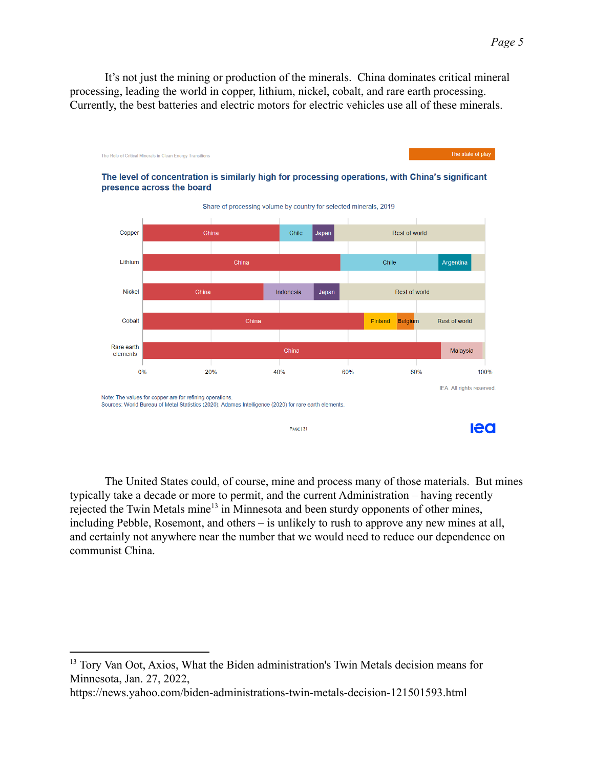It's not just the mining or production of the minerals. China dominates critical mineral processing, leading the world in copper, lithium, nickel, cobalt, and rare earth processing. Currently, the best batteries and electric motors for electric vehicles use all of these minerals.

The Role of Critical Minerals in Clean Energy Transitions

The state of play

**The level of concentration is similarly high for processing operations, with China's significant presence across the board**

Share of processing volume by country for selected minerals, 2019

| Mineral | Countries (left to right) |
|---|---|
| Copper | China, Chile, Japan, Rest of world |
| Lithium | China, Chile, Argentina |
| Nickel | China, Indonesia, Japan, Rest of world |
| Cobalt | China, Finland, Belgium, Rest of world |
| Rare earth elements | China, Malaysia |

0% 20% 40% 60% 80% 100%

IEA. All rights reserved.

Note: The values for copper are for refining operations.
Sources: World Bureau of Metal Statistics (2020), Adamas Intelligence (2020) for rare earth elements.

PAGE | 31

The United States could, of course, mine and process many of those materials. But mines typically take a decade or more to permit, and the current Administration – having recently rejected the Twin Metals mine[13] in Minnesota and been sturdy opponents of other mines, including Pebble, Rosemont, and others – is unlikely to rush to approve any new mines at all, and certainly not anywhere near the number that we would need to reduce our dependence on communist China.

---

[13] Tory Van Oot, Axios, What the Biden administration's Twin Metals decision means for Minnesota, Jan. 27, 2022, https://news.yahoo.com/biden-administrations-twin-metals-decision-121501593.html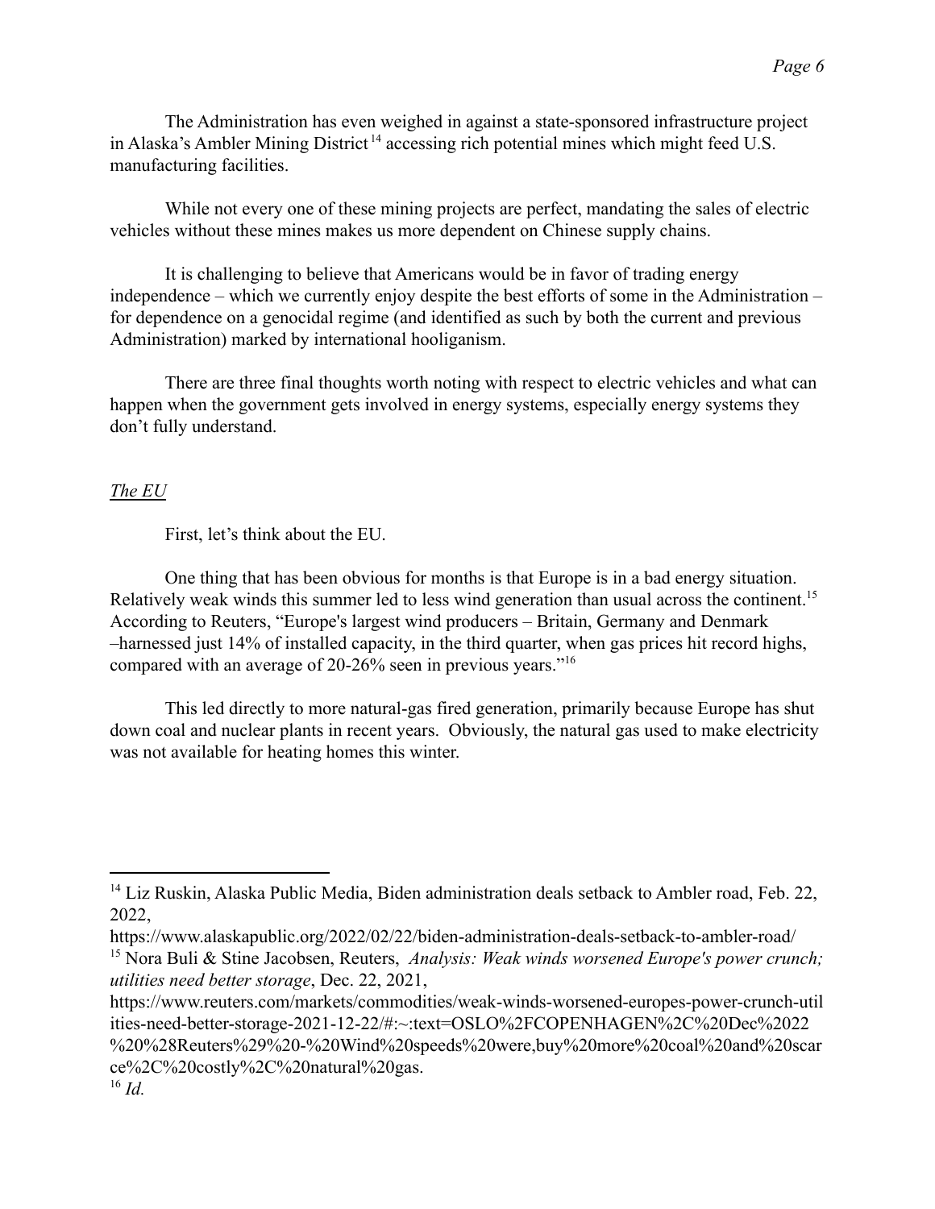The Administration has even weighed in against a state-sponsored infrastructure project in Alaska's Ambler Mining District[14] accessing rich potential mines which might feed U.S. manufacturing facilities.

While not every one of these mining projects are perfect, mandating the sales of electric vehicles without these mines makes us more dependent on Chinese supply chains.

It is challenging to believe that Americans would be in favor of trading energy independence – which we currently enjoy despite the best efforts of some in the Administration – for dependence on a genocidal regime (and identified as such by both the current and previous Administration) marked by international hooliganism.

There are three final thoughts worth noting with respect to electric vehicles and what can happen when the government gets involved in energy systems, especially energy systems they don't fully understand.

*The EU*

First, let's think about the EU.

One thing that has been obvious for months is that Europe is in a bad energy situation. Relatively weak winds this summer led to less wind generation than usual across the continent.[15] According to Reuters, "Europe's largest wind producers – Britain, Germany and Denmark –harnessed just 14% of installed capacity, in the third quarter, when gas prices hit record highs, compared with an average of 20-26% seen in previous years."[16]

This led directly to more natural-gas fired generation, primarily because Europe has shut down coal and nuclear plants in recent years. Obviously, the natural gas used to make electricity was not available for heating homes this winter.

---

[14] Liz Ruskin, Alaska Public Media, Biden administration deals setback to Ambler road, Feb. 22, 2022, https://www.alaskapublic.org/2022/02/22/biden-administration-deals-setback-to-ambler-road/

[15] Nora Buli & Stine Jacobsen, Reuters, *Analysis: Weak winds worsened Europe's power crunch; utilities need better storage*, Dec. 22, 2021, https://www.reuters.com/markets/commodities/weak-winds-worsened-europes-power-crunch-utilities-need-better-storage-2021-12-22/#:~:text=OSLO%2FCOPENHAGEN%2C%20Dec%2022%20%28Reuters%29%20-%20Wind%20speeds%20were,buy%20more%20coal%20and%20scarce%2C%20costly%2C%20natural%20gas.

[16] *Id.*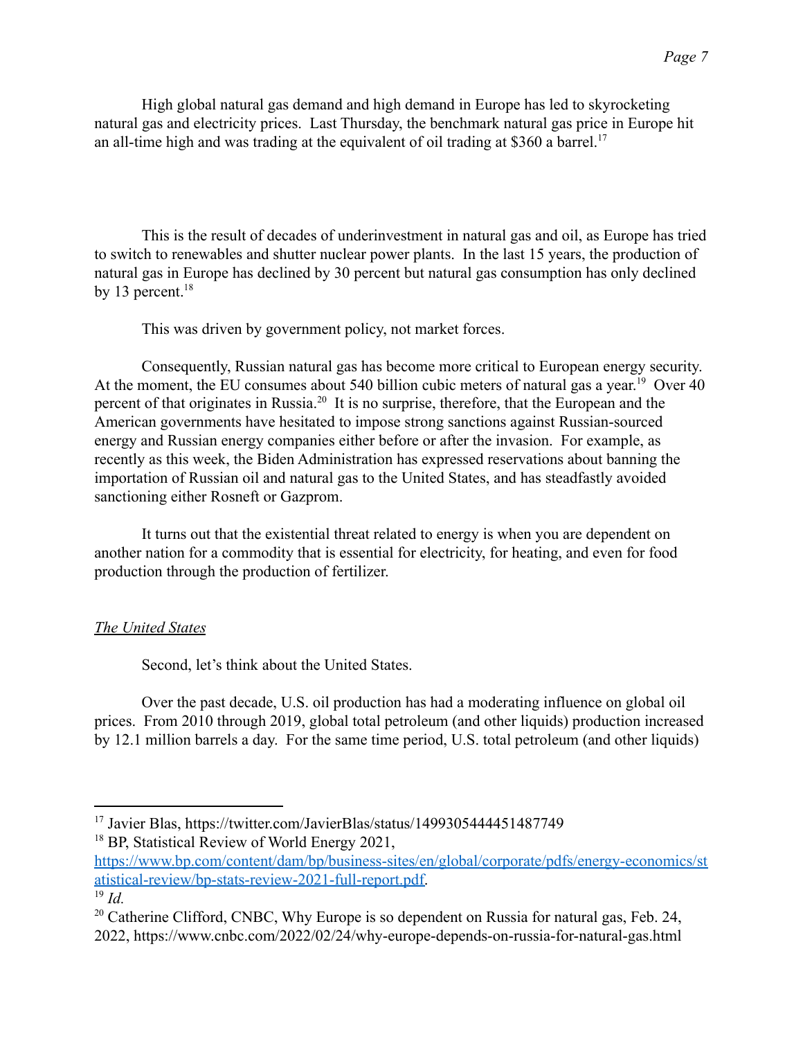High global natural gas demand and high demand in Europe has led to skyrocketing natural gas and electricity prices. Last Thursday, the benchmark natural gas price in Europe hit an all-time high and was trading at the equivalent of oil trading at $360 a barrel.[17]

This is the result of decades of underinvestment in natural gas and oil, as Europe has tried to switch to renewables and shutter nuclear power plants. In the last 15 years, the production of natural gas in Europe has declined by 30 percent but natural gas consumption has only declined by 13 percent.[18]

This was driven by government policy, not market forces.

Consequently, Russian natural gas has become more critical to European energy security. At the moment, the EU consumes about 540 billion cubic meters of natural gas a year.[19] Over 40 percent of that originates in Russia.[20] It is no surprise, therefore, that the European and the American governments have hesitated to impose strong sanctions against Russian-sourced energy and Russian energy companies either before or after the invasion. For example, as recently as this week, the Biden Administration has expressed reservations about banning the importation of Russian oil and natural gas to the United States, and has steadfastly avoided sanctioning either Rosneft or Gazprom.

It turns out that the existential threat related to energy is when you are dependent on another nation for a commodity that is essential for electricity, for heating, and even for food production through the production of fertilizer.

*The United States*

Second, let's think about the United States.

Over the past decade, U.S. oil production has had a moderating influence on global oil prices. From 2010 through 2019, global total petroleum (and other liquids) production increased by 12.1 million barrels a day. For the same time period, U.S. total petroleum (and other liquids)

---

[17] Javier Blas, https://twitter.com/JavierBlas/status/1499305444451487749

[18] BP, Statistical Review of World Energy 2021, https://www.bp.com/content/dam/bp/business-sites/en/global/corporate/pdfs/energy-economics/statistical-review/bp-stats-review-2021-full-report.pdf.

[19] *Id.*

[20] Catherine Clifford, CNBC, Why Europe is so dependent on Russia for natural gas, Feb. 24, 2022, https://www.cnbc.com/2022/02/24/why-europe-depends-on-russia-for-natural-gas.html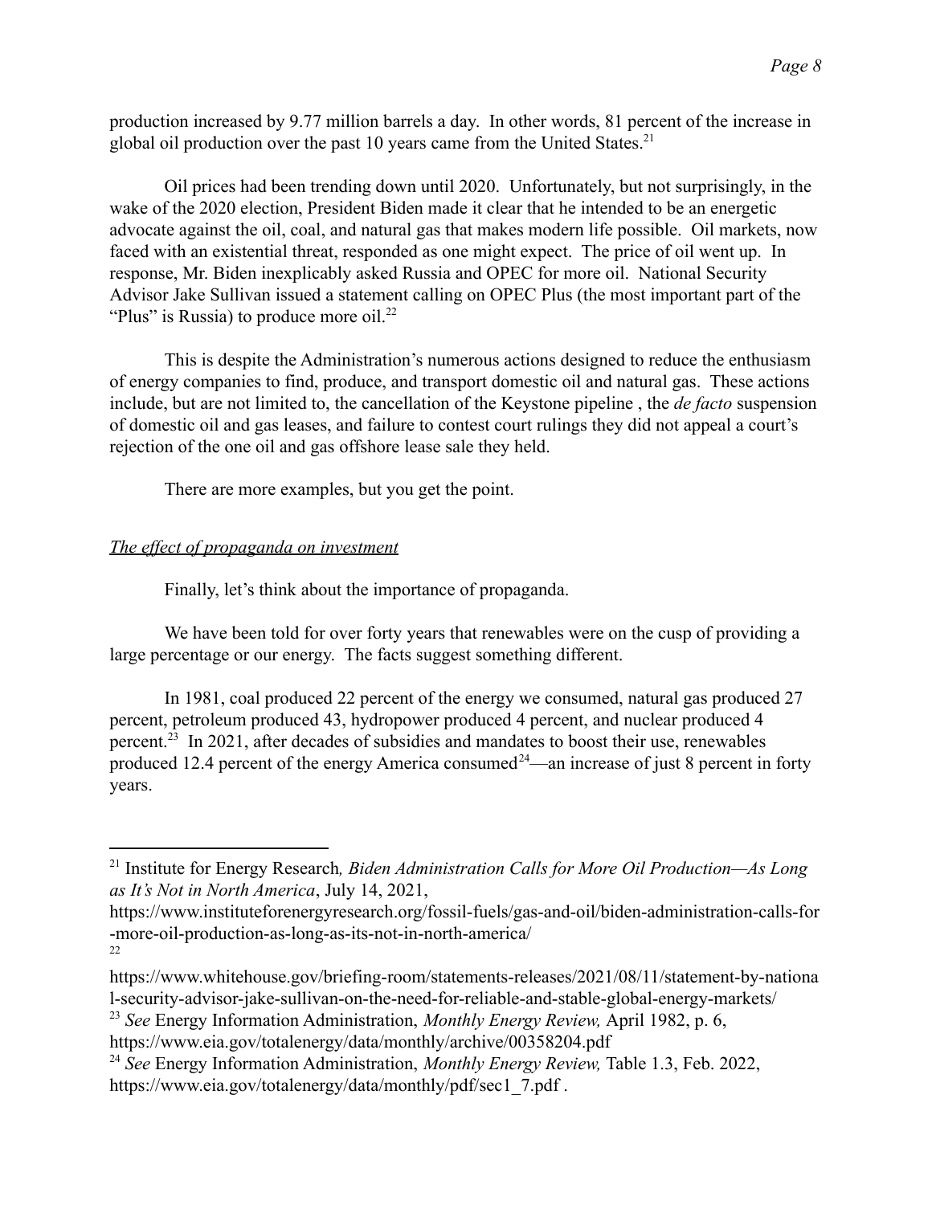production increased by 9.77 million barrels a day. In other words, 81 percent of the increase in global oil production over the past 10 years came from the United States.[21]

Oil prices had been trending down until 2020. Unfortunately, but not surprisingly, in the wake of the 2020 election, President Biden made it clear that he intended to be an energetic advocate against the oil, coal, and natural gas that makes modern life possible. Oil markets, now faced with an existential threat, responded as one might expect. The price of oil went up. In response, Mr. Biden inexplicably asked Russia and OPEC for more oil. National Security Advisor Jake Sullivan issued a statement calling on OPEC Plus (the most important part of the "Plus" is Russia) to produce more oil.[22]

This is despite the Administration's numerous actions designed to reduce the enthusiasm of energy companies to find, produce, and transport domestic oil and natural gas. These actions include, but are not limited to, the cancellation of the Keystone pipeline , the *de facto* suspension of domestic oil and gas leases, and failure to contest court rulings they did not appeal a court's rejection of the one oil and gas offshore lease sale they held.

There are more examples, but you get the point.

*The effect of propaganda on investment*

Finally, let's think about the importance of propaganda.

We have been told for over forty years that renewables were on the cusp of providing a large percentage or our energy. The facts suggest something different.

In 1981, coal produced 22 percent of the energy we consumed, natural gas produced 27 percent, petroleum produced 43, hydropower produced 4 percent, and nuclear produced 4 percent.[23] In 2021, after decades of subsidies and mandates to boost their use, renewables produced 12.4 percent of the energy America consumed[24]—an increase of just 8 percent in forty years.

---

[21] Institute for Energy Research*, Biden Administration Calls for More Oil Production—As Long as It's Not in North America*, July 14, 2021, https://www.instituteforenergyresearch.org/fossil-fuels/gas-and-oil/biden-administration-calls-for-more-oil-production-as-long-as-its-not-in-north-america/

[22] https://www.whitehouse.gov/briefing-room/statements-releases/2021/08/11/statement-by-national-security-advisor-jake-sullivan-on-the-need-for-reliable-and-stable-global-energy-markets/

[23] *See* Energy Information Administration, *Monthly Energy Review,* April 1982, p. 6, https://www.eia.gov/totalenergy/data/monthly/archive/00358204.pdf

[24] *See* Energy Information Administration, *Monthly Energy Review,* Table 1.3, Feb. 2022, https://www.eia.gov/totalenergy/data/monthly/pdf/sec1_7.pdf .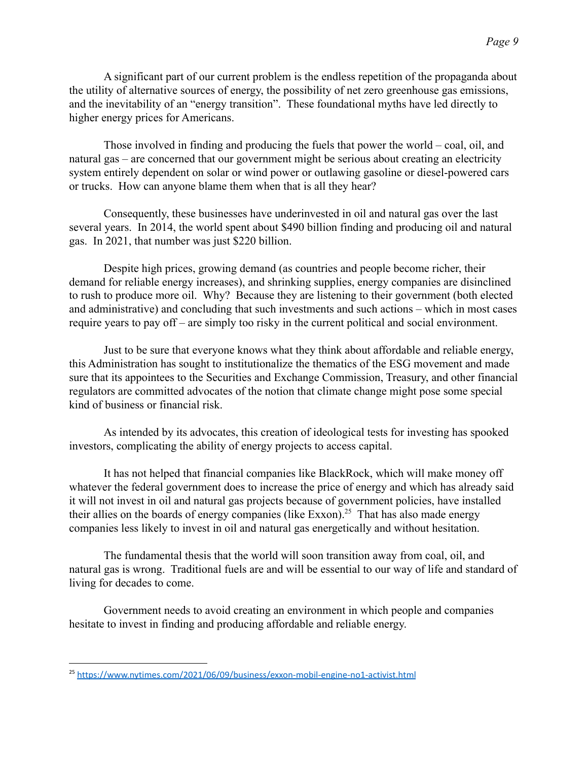A significant part of our current problem is the endless repetition of the propaganda about the utility of alternative sources of energy, the possibility of net zero greenhouse gas emissions, and the inevitability of an "energy transition". These foundational myths have led directly to higher energy prices for Americans.

Those involved in finding and producing the fuels that power the world – coal, oil, and natural gas – are concerned that our government might be serious about creating an electricity system entirely dependent on solar or wind power or outlawing gasoline or diesel-powered cars or trucks. How can anyone blame them when that is all they hear?

Consequently, these businesses have underinvested in oil and natural gas over the last several years. In 2014, the world spent about $490 billion finding and producing oil and natural gas. In 2021, that number was just $220 billion.

Despite high prices, growing demand (as countries and people become richer, their demand for reliable energy increases), and shrinking supplies, energy companies are disinclined to rush to produce more oil. Why? Because they are listening to their government (both elected and administrative) and concluding that such investments and such actions – which in most cases require years to pay off – are simply too risky in the current political and social environment.

Just to be sure that everyone knows what they think about affordable and reliable energy, this Administration has sought to institutionalize the thematics of the ESG movement and made sure that its appointees to the Securities and Exchange Commission, Treasury, and other financial regulators are committed advocates of the notion that climate change might pose some special kind of business or financial risk.

As intended by its advocates, this creation of ideological tests for investing has spooked investors, complicating the ability of energy projects to access capital.

It has not helped that financial companies like BlackRock, which will make money off whatever the federal government does to increase the price of energy and which has already said it will not invest in oil and natural gas projects because of government policies, have installed their allies on the boards of energy companies (like Exxon).[25] That has also made energy companies less likely to invest in oil and natural gas energetically and without hesitation.

The fundamental thesis that the world will soon transition away from coal, oil, and natural gas is wrong. Traditional fuels are and will be essential to our way of life and standard of living for decades to come.

Government needs to avoid creating an environment in which people and companies hesitate to invest in finding and producing affordable and reliable energy.

---

[25] https://www.nytimes.com/2021/06/09/business/exxon-mobil-engine-no1-activist.html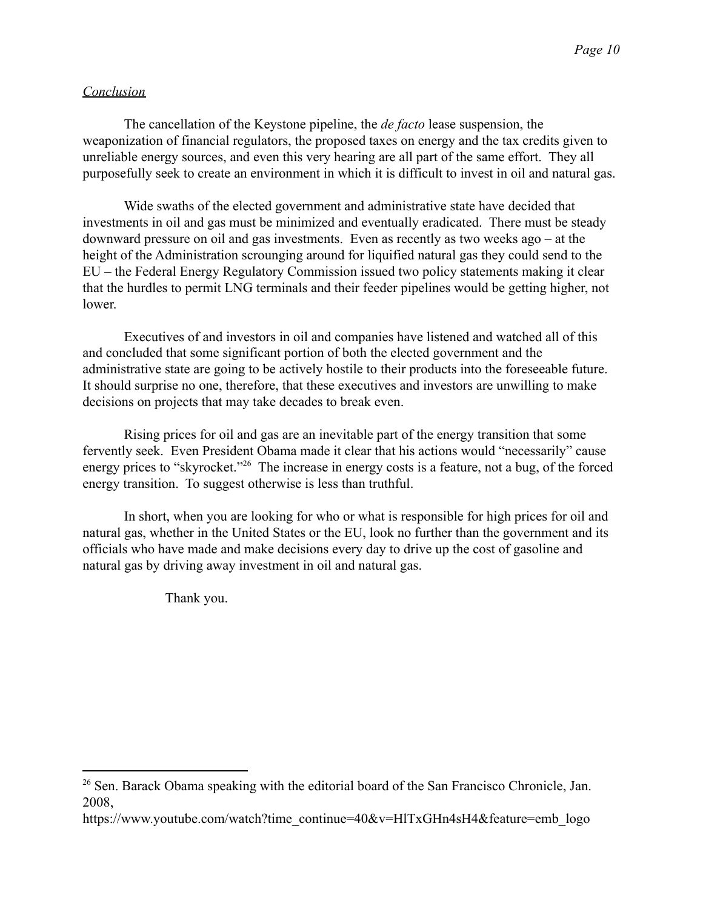*Conclusion*

The cancellation of the Keystone pipeline, the *de facto* lease suspension, the weaponization of financial regulators, the proposed taxes on energy and the tax credits given to unreliable energy sources, and even this very hearing are all part of the same effort. They all purposefully seek to create an environment in which it is difficult to invest in oil and natural gas.

Wide swaths of the elected government and administrative state have decided that investments in oil and gas must be minimized and eventually eradicated. There must be steady downward pressure on oil and gas investments. Even as recently as two weeks ago – at the height of the Administration scrounging around for liquified natural gas they could send to the EU – the Federal Energy Regulatory Commission issued two policy statements making it clear that the hurdles to permit LNG terminals and their feeder pipelines would be getting higher, not lower.

Executives of and investors in oil and companies have listened and watched all of this and concluded that some significant portion of both the elected government and the administrative state are going to be actively hostile to their products into the foreseeable future. It should surprise no one, therefore, that these executives and investors are unwilling to make decisions on projects that may take decades to break even.

Rising prices for oil and gas are an inevitable part of the energy transition that some fervently seek. Even President Obama made it clear that his actions would "necessarily" cause energy prices to "skyrocket."[26] The increase in energy costs is a feature, not a bug, of the forced energy transition. To suggest otherwise is less than truthful.

In short, when you are looking for who or what is responsible for high prices for oil and natural gas, whether in the United States or the EU, look no further than the government and its officials who have made and make decisions every day to drive up the cost of gasoline and natural gas by driving away investment in oil and natural gas.

Thank you.

---

[26] Sen. Barack Obama speaking with the editorial board of the San Francisco Chronicle, Jan. 2008, https://www.youtube.com/watch?time_continue=40&v=HlTxGHn4sH4&feature=emb_logo